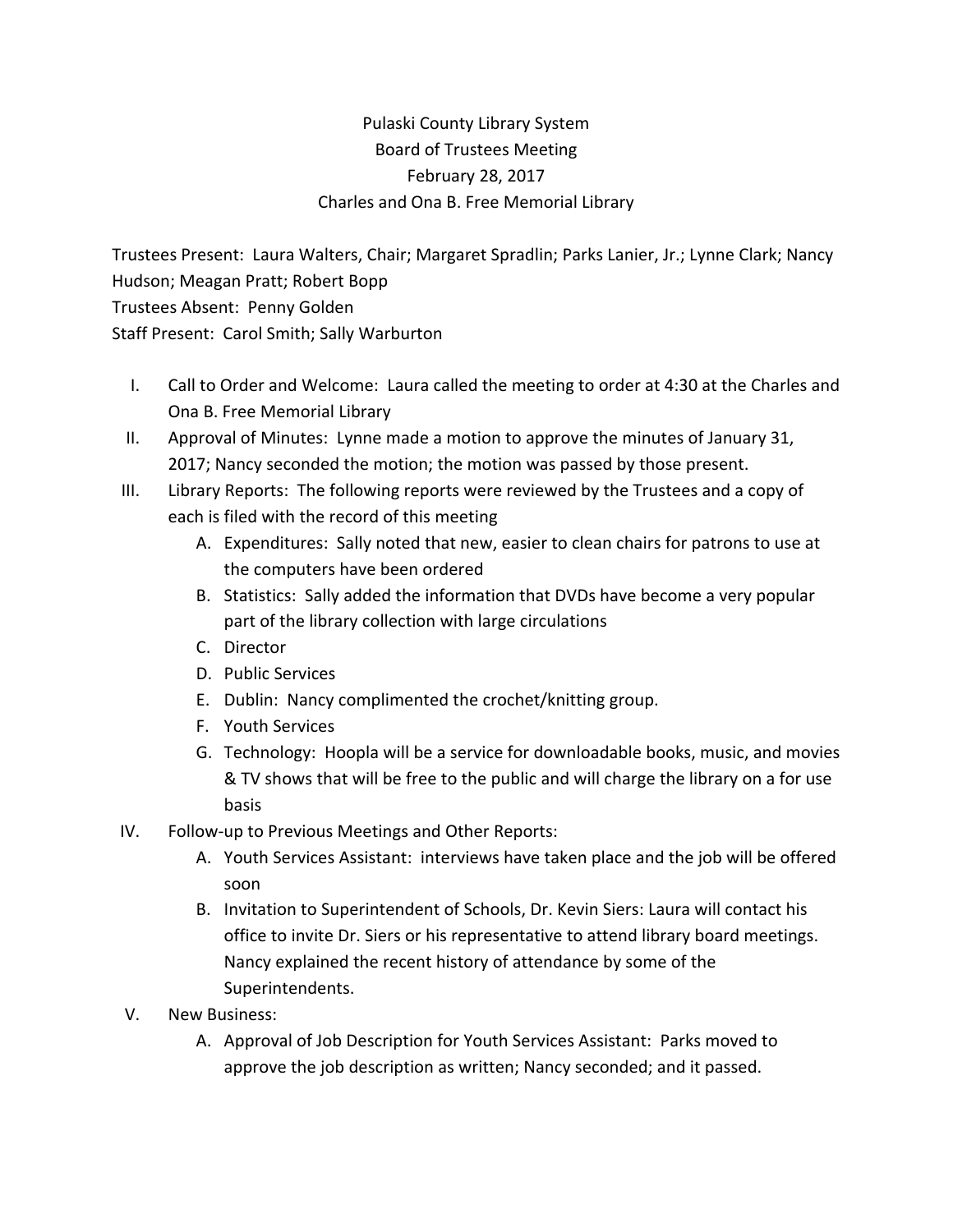# Pulaski County Library System
## Board of Trustees Meeting
## February 28, 2017
## Charles and Ona B. Free Memorial Library

Trustees Present: Laura Walters, Chair; Margaret Spradlin; Parks Lanier, Jr.; Lynne Clark; Nancy Hudson; Meagan Pratt; Robert Bopp
Trustees Absent: Penny Golden
Staff Present: Carol Smith; Sally Warburton

I. Call to Order and Welcome: Laura called the meeting to order at 4:30 at the Charles and Ona B. Free Memorial Library

II. Approval of Minutes: Lynne made a motion to approve the minutes of January 31, 2017; Nancy seconded the motion; the motion was passed by those present.

III. Library Reports: The following reports were reviewed by the Trustees and a copy of each is filed with the record of this meeting
   A. Expenditures: Sally noted that new, easier to clean chairs for patrons to use at the computers have been ordered
   B. Statistics: Sally added the information that DVDs have become a very popular part of the library collection with large circulations
   C. Director
   D. Public Services
   E. Dublin: Nancy complimented the crochet/knitting group.
   F. Youth Services
   G. Technology: Hoopla will be a service for downloadable books, music, and movies & TV shows that will be free to the public and will charge the library on a for use basis

IV. Follow-up to Previous Meetings and Other Reports:
   A. Youth Services Assistant: interviews have taken place and the job will be offered soon
   B. Invitation to Superintendent of Schools, Dr. Kevin Siers: Laura will contact his office to invite Dr. Siers or his representative to attend library board meetings. Nancy explained the recent history of attendance by some of the Superintendents.

V. New Business:
   A. Approval of Job Description for Youth Services Assistant: Parks moved to approve the job description as written; Nancy seconded; and it passed.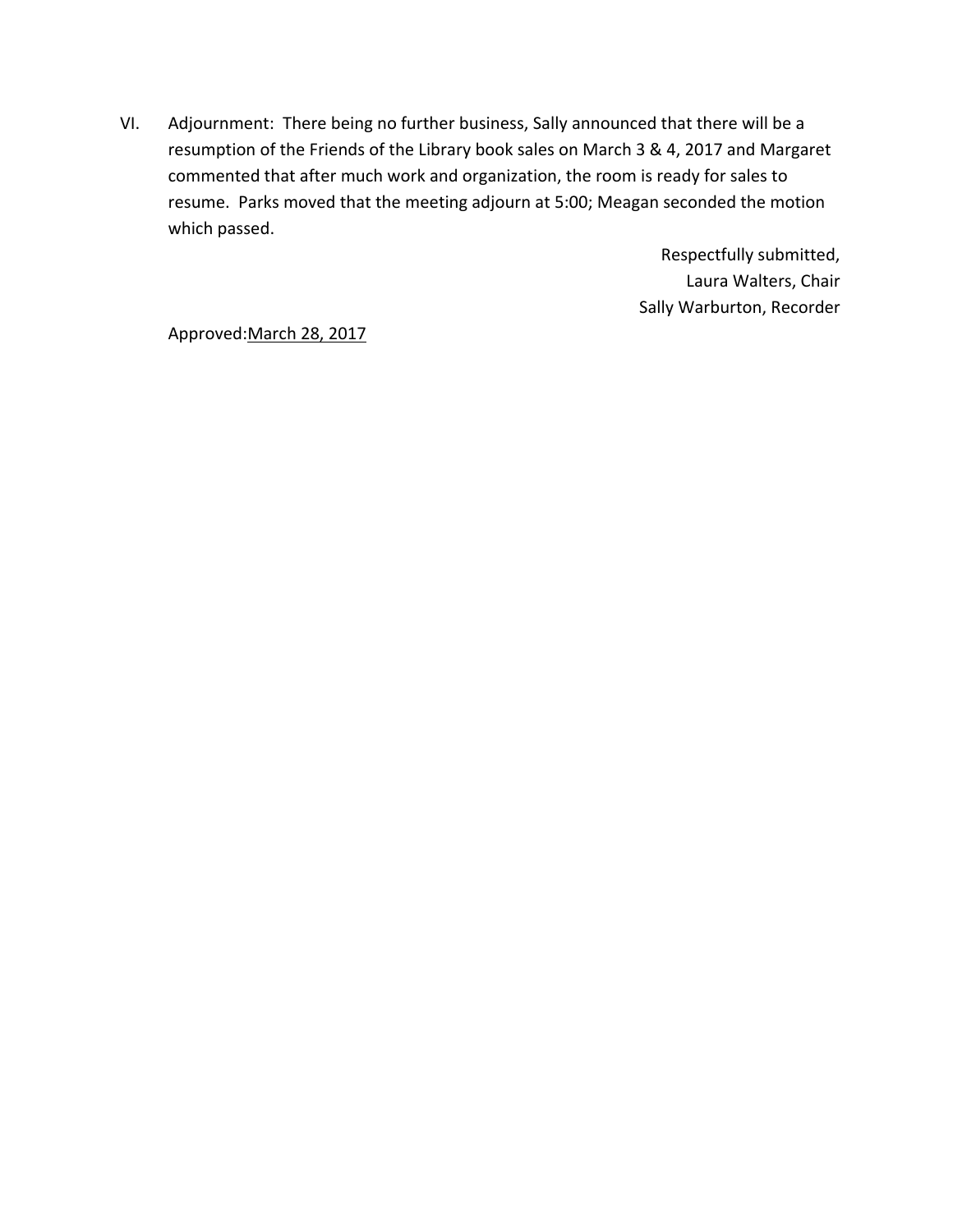VI. Adjournment: There being no further business, Sally announced that there will be a resumption of the Friends of the Library book sales on March 3 & 4, 2017 and Margaret commented that after much work and organization, the room is ready for sales to resume. Parks moved that the meeting adjourn at 5:00; Meagan seconded the motion which passed.

Respectfully submitted,
Laura Walters, Chair
Sally Warburton, Recorder

Approved: March 28, 2017